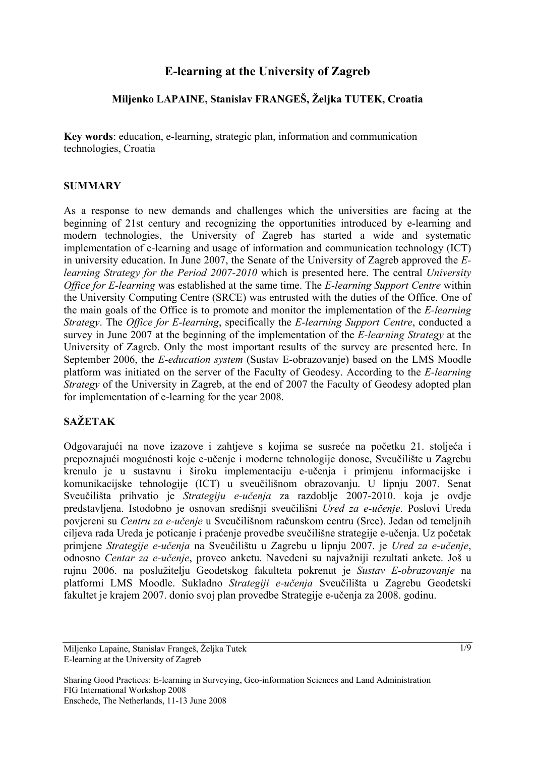# E-learning at the University of Zagreb

**Miljenko LAPAINE, Stanislav FRANGEŠ, Željka TUTEK, Croatia**

**Key words**: education, e-learning, strategic plan, information and communication technologies, Croatia

## SUMMARY

As a response to new demands and challenges which the universities are facing at the beginning of 21st century and recognizing the opportunities introduced by e-learning and modern technologies, the University of Zagreb has started a wide and systematic implementation of e-learning and usage of information and communication technology (ICT) in university education. In June 2007, the Senate of the University of Zagreb approved the *E-learning Strategy for the Period 2007-2010* which is presented here. The central *University Office for E-learning* was established at the same time. The *E-learning Support Centre* within the University Computing Centre (SRCE) was entrusted with the duties of the Office. One of the main goals of the Office is to promote and monitor the implementation of the *E-learning Strategy*. The *Office for E-learning*, specifically the *E-learning Support Centre*, conducted a survey in June 2007 at the beginning of the implementation of the *E-learning Strategy* at the University of Zagreb. Only the most important results of the survey are presented here. In September 2006, the *E-education system* (Sustav E-obrazovanje) based on the LMS Moodle platform was initiated on the server of the Faculty of Geodesy. According to the *E-learning Strategy* of the University in Zagreb, at the end of 2007 the Faculty of Geodesy adopted plan for implementation of e-learning for the year 2008.

## SAŽETAK

Odgovarajući na nove izazove i zahtjeve s kojima se susreće na početku 21. stoljeća i prepoznajući mogućnosti koje e-učenje i moderne tehnologije donose, Sveučilište u Zagrebu krenulo je u sustavnu i široku implementaciju e-učenja i primjenu informacijske i komunikacijske tehnologije (ICT) u sveučilišnom obrazovanju. U lipnju 2007. Senat Sveučilišta prihvatio je *Strategiju e-učenja* za razdoblje 2007-2010. koja je ovdje predstavljena. Istodobno je osnovan središnji sveučilišni *Ured za e-učenje*. Poslovi Ureda povjereni su *Centru za e-učenje* u Sveučilišnom računskom centru (Srce). Jedan od temeljnih ciljeva rada Ureda je poticanje i praćenje provedbe sveučilišne strategije e-učenja. Uz početak primjene *Strategije e-učenja* na Sveučilištu u Zagrebu u lipnju 2007. je *Ured za e-učenje*, odnosno *Centar za e-učenje*, proveo anketu. Navedeni su najvažniji rezultati ankete. Još u rujnu 2006. na poslužitelju Geodetskog fakulteta pokrenut je *Sustav E-obrazovanje* na platformi LMS Moodle. Sukladno *Strategiji e-učenja* Sveučilišta u Zagrebu Geodetski fakultet je krajem 2007. donio svoj plan provedbe Strategije e-učenja za 2008. godinu.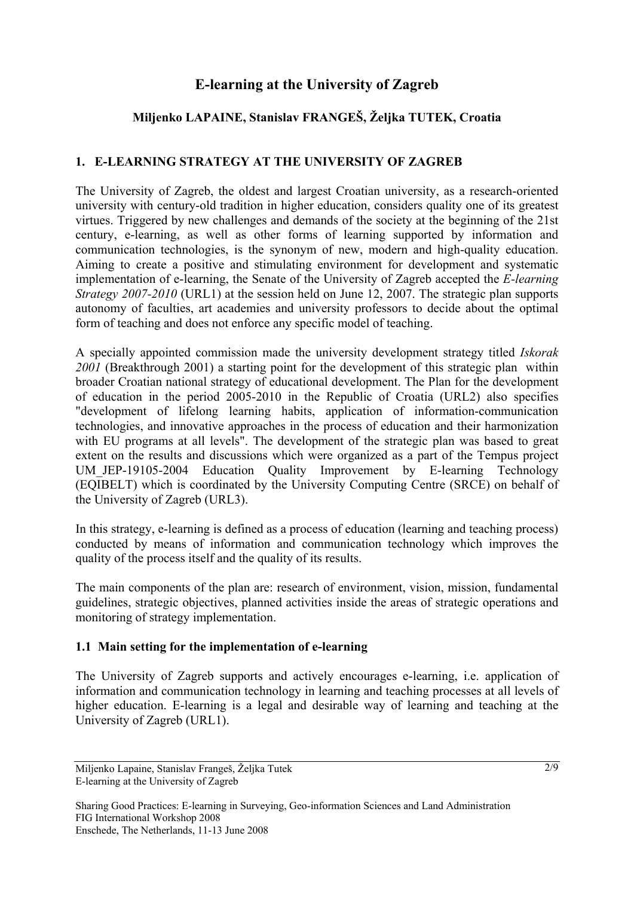# E-learning at the University of Zagreb

**Miljenko LAPAINE, Stanislav FRANGEŠ, Željka TUTEK, Croatia**

## 1. E-LEARNING STRATEGY AT THE UNIVERSITY OF ZAGREB

The University of Zagreb, the oldest and largest Croatian university, as a research-oriented university with century-old tradition in higher education, considers quality one of its greatest virtues. Triggered by new challenges and demands of the society at the beginning of the 21st century, e-learning, as well as other forms of learning supported by information and communication technologies, is the synonym of new, modern and high-quality education. Aiming to create a positive and stimulating environment for development and systematic implementation of e-learning, the Senate of the University of Zagreb accepted the *E-learning Strategy 2007-2010* (URL1) at the session held on June 12, 2007. The strategic plan supports autonomy of faculties, art academies and university professors to decide about the optimal form of teaching and does not enforce any specific model of teaching.

A specially appointed commission made the university development strategy titled *Iskorak 2001* (Breakthrough 2001) a starting point for the development of this strategic plan within broader Croatian national strategy of educational development. The Plan for the development of education in the period 2005-2010 in the Republic of Croatia (URL2) also specifies "development of lifelong learning habits, application of information-communication technologies, and innovative approaches in the process of education and their harmonization with EU programs at all levels". The development of the strategic plan was based to great extent on the results and discussions which were organized as a part of the Tempus project UM_JEP-19105-2004 Education Quality Improvement by E-learning Technology (EQIBELT) which is coordinated by the University Computing Centre (SRCE) on behalf of the University of Zagreb (URL3).

In this strategy, e-learning is defined as a process of education (learning and teaching process) conducted by means of information and communication technology which improves the quality of the process itself and the quality of its results.

The main components of the plan are: research of environment, vision, mission, fundamental guidelines, strategic objectives, planned activities inside the areas of strategic operations and monitoring of strategy implementation.

### 1.1 Main setting for the implementation of e-learning

The University of Zagreb supports and actively encourages e-learning, i.e. application of information and communication technology in learning and teaching processes at all levels of higher education. E-learning is a legal and desirable way of learning and teaching at the University of Zagreb (URL1).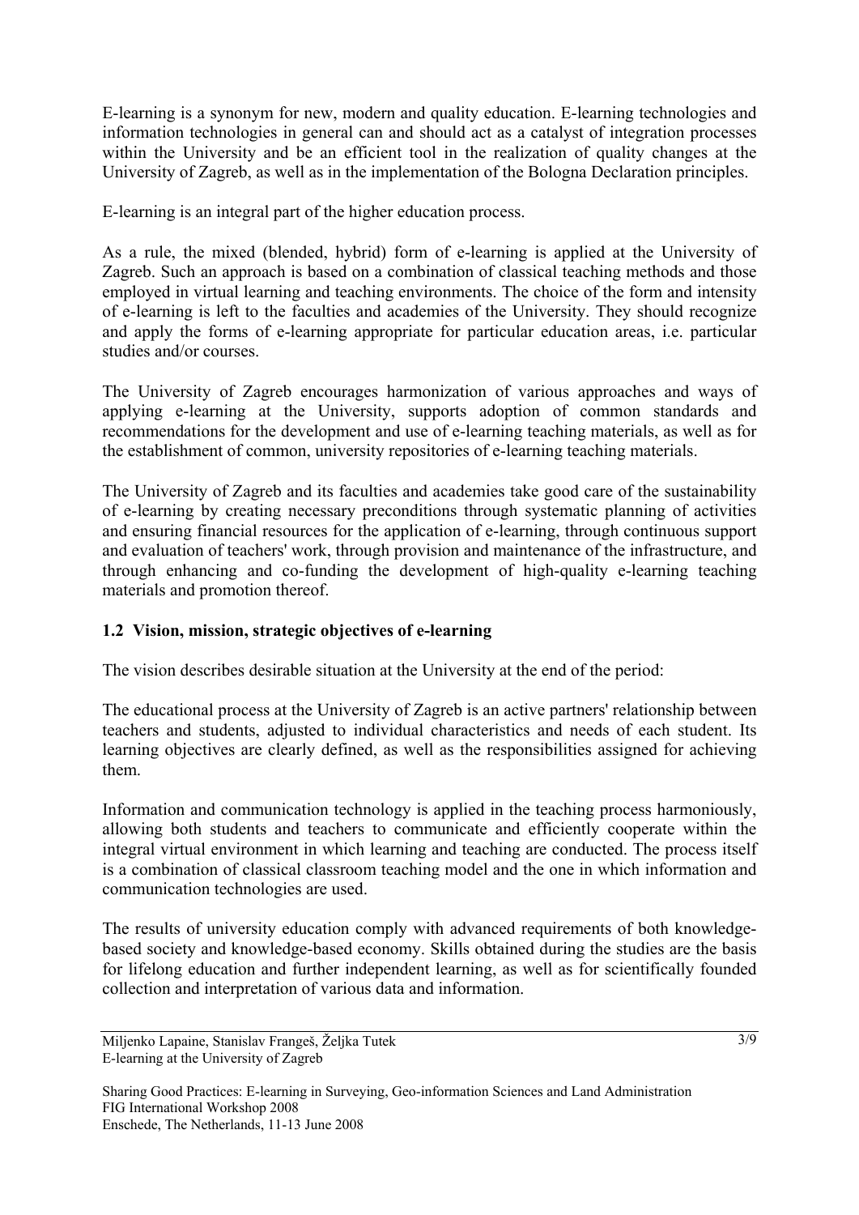E-learning is a synonym for new, modern and quality education. E-learning technologies and information technologies in general can and should act as a catalyst of integration processes within the University and be an efficient tool in the realization of quality changes at the University of Zagreb, as well as in the implementation of the Bologna Declaration principles.

E-learning is an integral part of the higher education process.

As a rule, the mixed (blended, hybrid) form of e-learning is applied at the University of Zagreb. Such an approach is based on a combination of classical teaching methods and those employed in virtual learning and teaching environments. The choice of the form and intensity of e-learning is left to the faculties and academies of the University. They should recognize and apply the forms of e-learning appropriate for particular education areas, i.e. particular studies and/or courses.

The University of Zagreb encourages harmonization of various approaches and ways of applying e-learning at the University, supports adoption of common standards and recommendations for the development and use of e-learning teaching materials, as well as for the establishment of common, university repositories of e-learning teaching materials.

The University of Zagreb and its faculties and academies take good care of the sustainability of e-learning by creating necessary preconditions through systematic planning of activities and ensuring financial resources for the application of e-learning, through continuous support and evaluation of teachers' work, through provision and maintenance of the infrastructure, and through enhancing and co-funding the development of high-quality e-learning teaching materials and promotion thereof.

### 1.2 Vision, mission, strategic objectives of e-learning

The vision describes desirable situation at the University at the end of the period:

The educational process at the University of Zagreb is an active partners' relationship between teachers and students, adjusted to individual characteristics and needs of each student. Its learning objectives are clearly defined, as well as the responsibilities assigned for achieving them.

Information and communication technology is applied in the teaching process harmoniously, allowing both students and teachers to communicate and efficiently cooperate within the integral virtual environment in which learning and teaching are conducted. The process itself is a combination of classical classroom teaching model and the one in which information and communication technologies are used.

The results of university education comply with advanced requirements of both knowledge-based society and knowledge-based economy. Skills obtained during the studies are the basis for lifelong education and further independent learning, as well as for scientifically founded collection and interpretation of various data and information.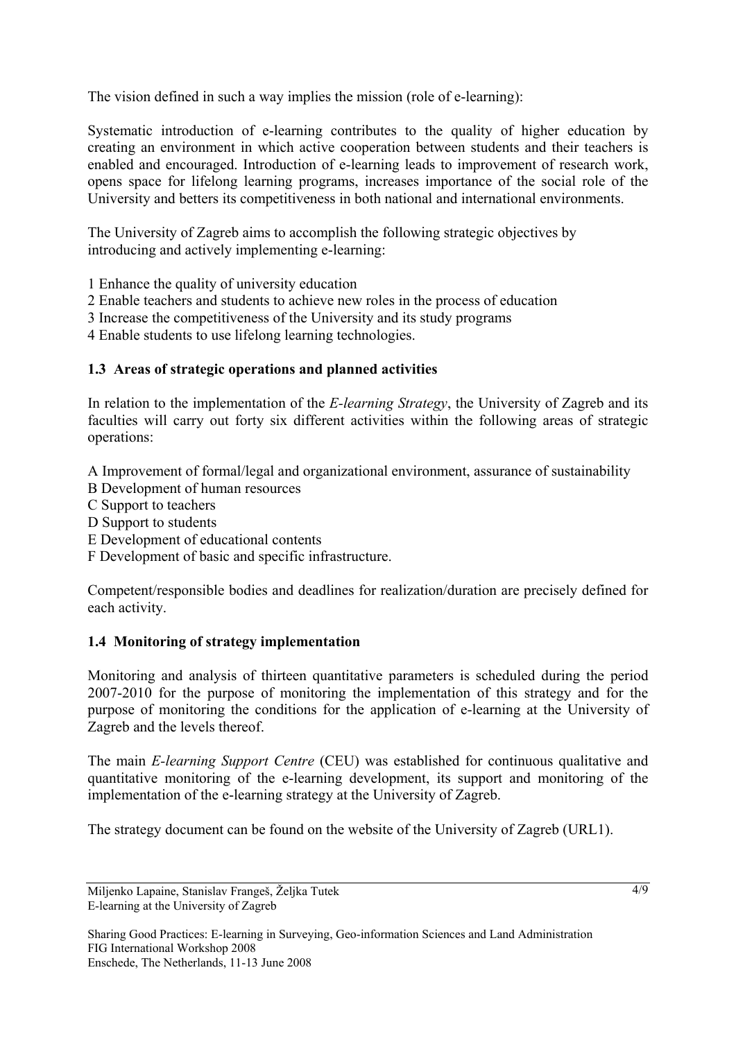The vision defined in such a way implies the mission (role of e-learning):

Systematic introduction of e-learning contributes to the quality of higher education by creating an environment in which active cooperation between students and their teachers is enabled and encouraged. Introduction of e-learning leads to improvement of research work, opens space for lifelong learning programs, increases importance of the social role of the University and betters its competitiveness in both national and international environments.

The University of Zagreb aims to accomplish the following strategic objectives by introducing and actively implementing e-learning:

1 Enhance the quality of university education
2 Enable teachers and students to achieve new roles in the process of education
3 Increase the competitiveness of the University and its study programs
4 Enable students to use lifelong learning technologies.

### 1.3 Areas of strategic operations and planned activities

In relation to the implementation of the *E-learning Strategy*, the University of Zagreb and its faculties will carry out forty six different activities within the following areas of strategic operations:

A Improvement of formal/legal and organizational environment, assurance of sustainability
B Development of human resources
C Support to teachers
D Support to students
E Development of educational contents
F Development of basic and specific infrastructure.

Competent/responsible bodies and deadlines for realization/duration are precisely defined for each activity.

### 1.4 Monitoring of strategy implementation

Monitoring and analysis of thirteen quantitative parameters is scheduled during the period 2007-2010 for the purpose of monitoring the implementation of this strategy and for the purpose of monitoring the conditions for the application of e-learning at the University of Zagreb and the levels thereof.

The main *E-learning Support Centre* (CEU) was established for continuous qualitative and quantitative monitoring of the e-learning development, its support and monitoring of the implementation of the e-learning strategy at the University of Zagreb.

The strategy document can be found on the website of the University of Zagreb (URL1).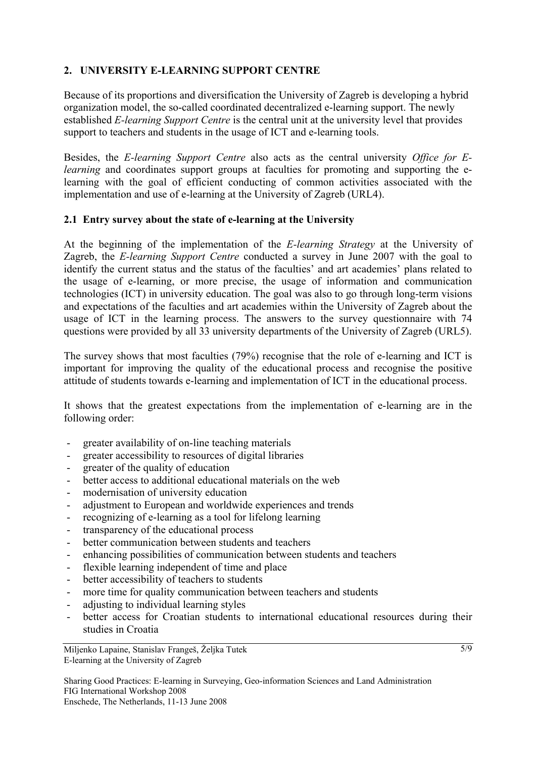## 2. UNIVERSITY E-LEARNING SUPPORT CENTRE

Because of its proportions and diversification the University of Zagreb is developing a hybrid organization model, the so-called coordinated decentralized e-learning support. The newly established *E-learning Support Centre* is the central unit at the university level that provides support to teachers and students in the usage of ICT and e-learning tools.

Besides, the *E-learning Support Centre* also acts as the central university *Office for E-learning* and coordinates support groups at faculties for promoting and supporting the e-learning with the goal of efficient conducting of common activities associated with the implementation and use of e-learning at the University of Zagreb (URL4).

### 2.1 Entry survey about the state of e-learning at the University

At the beginning of the implementation of the *E-learning Strategy* at the University of Zagreb, the *E-learning Support Centre* conducted a survey in June 2007 with the goal to identify the current status and the status of the faculties' and art academies' plans related to the usage of e-learning, or more precise, the usage of information and communication technologies (ICT) in university education. The goal was also to go through long-term visions and expectations of the faculties and art academies within the University of Zagreb about the usage of ICT in the learning process. The answers to the survey questionnaire with 74 questions were provided by all 33 university departments of the University of Zagreb (URL5).

The survey shows that most faculties (79%) recognise that the role of e-learning and ICT is important for improving the quality of the educational process and recognise the positive attitude of students towards e-learning and implementation of ICT in the educational process.

It shows that the greatest expectations from the implementation of e-learning are in the following order:

- greater availability of on-line teaching materials
- greater accessibility to resources of digital libraries
- greater of the quality of education
- better access to additional educational materials on the web
- modernisation of university education
- adjustment to European and worldwide experiences and trends
- recognizing of e-learning as a tool for lifelong learning
- transparency of the educational process
- better communication between students and teachers
- enhancing possibilities of communication between students and teachers
- flexible learning independent of time and place
- better accessibility of teachers to students
- more time for quality communication between teachers and students
- adjusting to individual learning styles
- better access for Croatian students to international educational resources during their studies in Croatia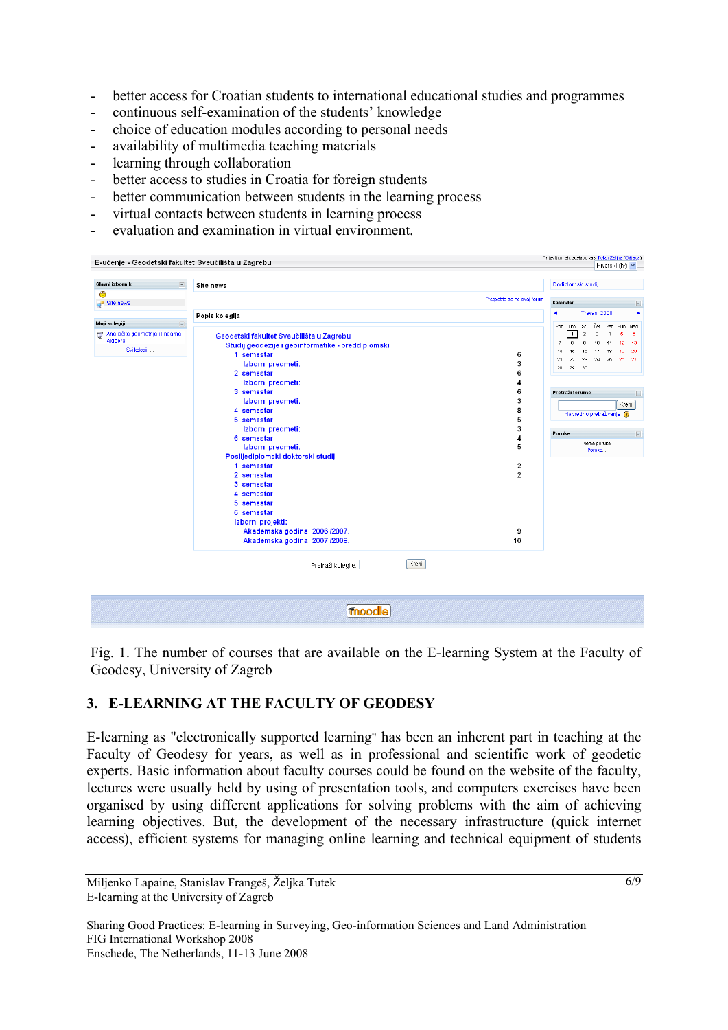- better access for Croatian students to international educational studies and programmes
- continuous self-examination of the students' knowledge
- choice of education modules according to personal needs
- availability of multimedia teaching materials
- learning through collaboration
- better access to studies in Croatia for foreign students
- better communication between students in the learning process
- virtual contacts between students in learning process
- evaluation and examination in virtual environment.

Fig. 1. The number of courses that are available on the E-learning System at the Faculty of Geodesy, University of Zagreb

## 3. E-LEARNING AT THE FACULTY OF GEODESY

E-learning as "electronically supported learning" has been an inherent part in teaching at the Faculty of Geodesy for years, as well as in professional and scientific work of geodetic experts. Basic information about faculty courses could be found on the website of the faculty, lectures were usually held by using of presentation tools, and computers exercises have been organised by using different applications for solving problems with the aim of achieving learning objectives. But, the development of the necessary infrastructure (quick internet access), efficient systems for managing online learning and technical equipment of students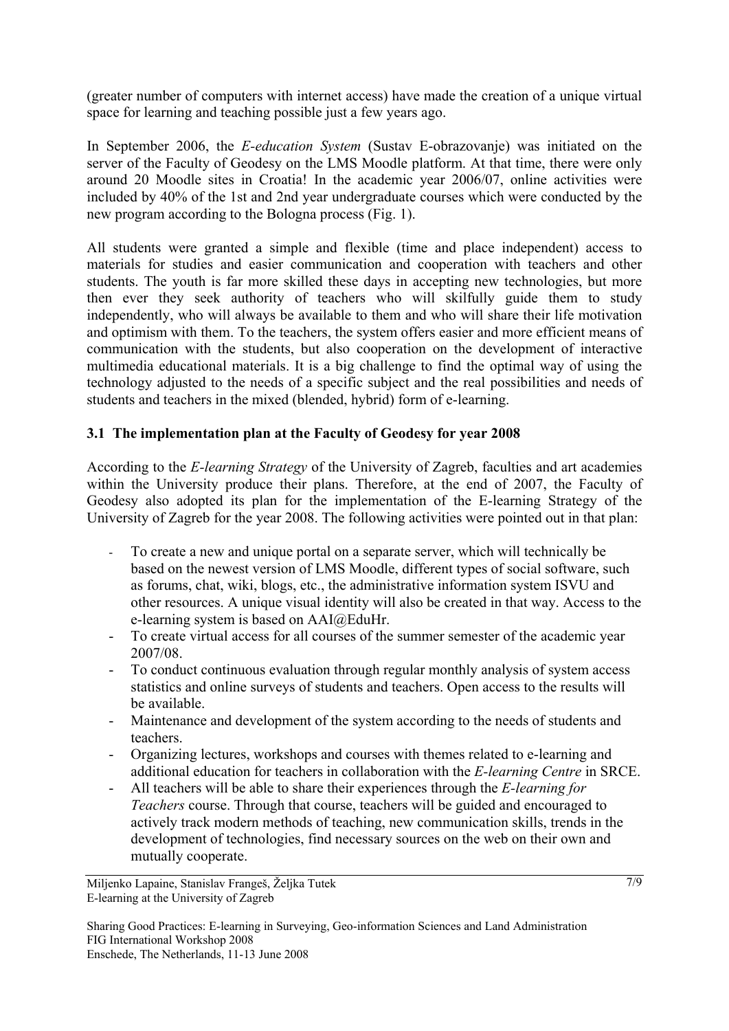(greater number of computers with internet access) have made the creation of a unique virtual space for learning and teaching possible just a few years ago.

In September 2006, the *E-education System* (Sustav E-obrazovanje) was initiated on the server of the Faculty of Geodesy on the LMS Moodle platform. At that time, there were only around 20 Moodle sites in Croatia! In the academic year 2006/07, online activities were included by 40% of the 1st and 2nd year undergraduate courses which were conducted by the new program according to the Bologna process (Fig. 1).

All students were granted a simple and flexible (time and place independent) access to materials for studies and easier communication and cooperation with teachers and other students. The youth is far more skilled these days in accepting new technologies, but more then ever they seek authority of teachers who will skilfully guide them to study independently, who will always be available to them and who will share their life motivation and optimism with them. To the teachers, the system offers easier and more efficient means of communication with the students, but also cooperation on the development of interactive multimedia educational materials. It is a big challenge to find the optimal way of using the technology adjusted to the needs of a specific subject and the real possibilities and needs of students and teachers in the mixed (blended, hybrid) form of e-learning.

### 3.1 The implementation plan at the Faculty of Geodesy for year 2008

According to the *E-learning Strategy* of the University of Zagreb, faculties and art academies within the University produce their plans. Therefore, at the end of 2007, the Faculty of Geodesy also adopted its plan for the implementation of the E-learning Strategy of the University of Zagreb for the year 2008. The following activities were pointed out in that plan:

- To create a new and unique portal on a separate server, which will technically be based on the newest version of LMS Moodle, different types of social software, such as forums, chat, wiki, blogs, etc., the administrative information system ISVU and other resources. A unique visual identity will also be created in that way. Access to the e-learning system is based on AAI@EduHr.
- To create virtual access for all courses of the summer semester of the academic year 2007/08.
- To conduct continuous evaluation through regular monthly analysis of system access statistics and online surveys of students and teachers. Open access to the results will be available.
- Maintenance and development of the system according to the needs of students and teachers.
- Organizing lectures, workshops and courses with themes related to e-learning and additional education for teachers in collaboration with the *E-learning Centre* in SRCE.
- All teachers will be able to share their experiences through the *E-learning for Teachers* course. Through that course, teachers will be guided and encouraged to actively track modern methods of teaching, new communication skills, trends in the development of technologies, find necessary sources on the web on their own and mutually cooperate.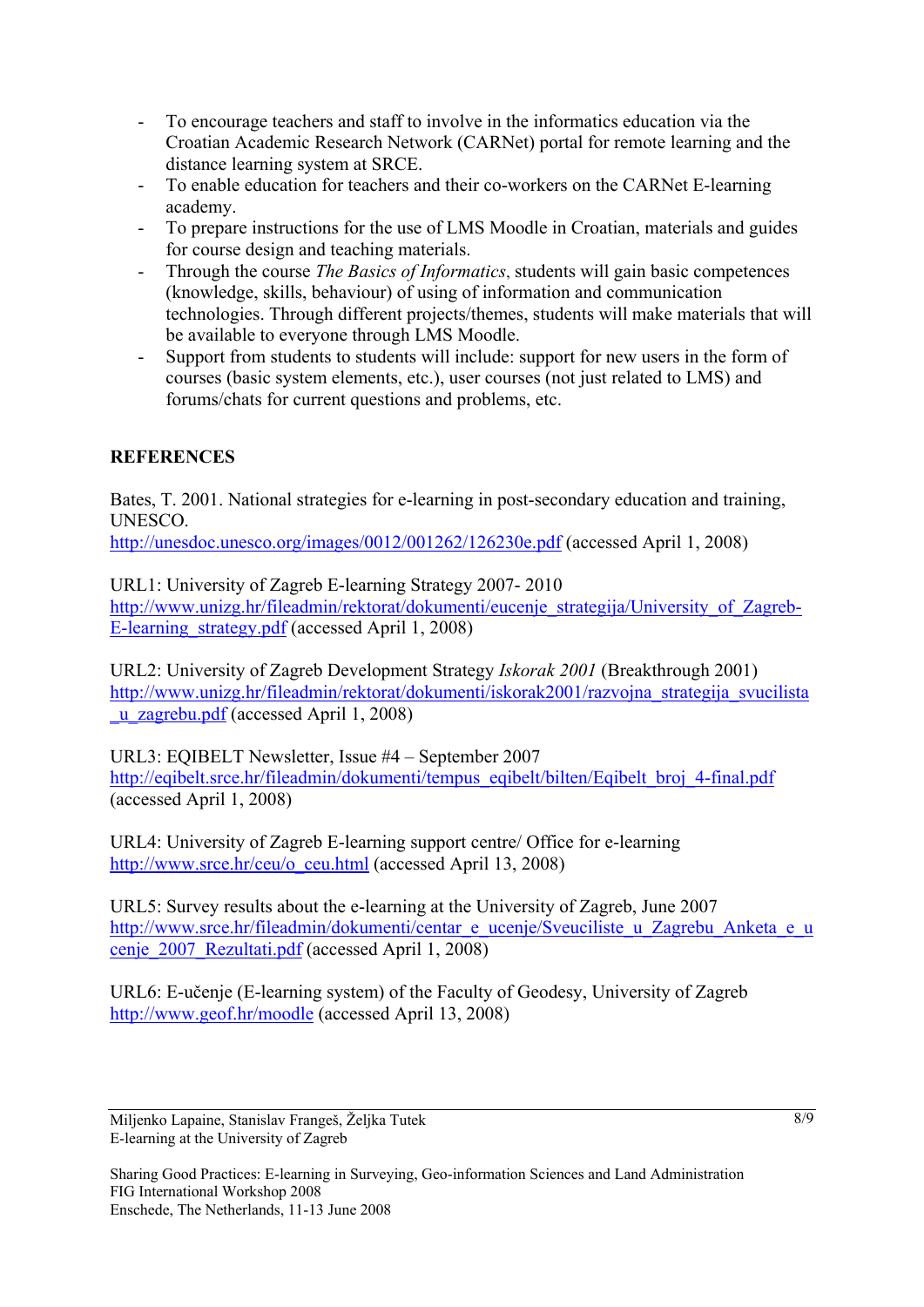- To encourage teachers and staff to involve in the informatics education via the Croatian Academic Research Network (CARNet) portal for remote learning and the distance learning system at SRCE.
- To enable education for teachers and their co-workers on the CARNet E-learning academy.
- To prepare instructions for the use of LMS Moodle in Croatian, materials and guides for course design and teaching materials.
- Through the course *The Basics of Informatics*, students will gain basic competences (knowledge, skills, behaviour) of using of information and communication technologies. Through different projects/themes, students will make materials that will be available to everyone through LMS Moodle.
- Support from students to students will include: support for new users in the form of courses (basic system elements, etc.), user courses (not just related to LMS) and forums/chats for current questions and problems, etc.

**REFERENCES**

Bates, T. 2001. National strategies for e-learning in post-secondary education and training, UNESCO.
http://unesdoc.unesco.org/images/0012/001262/126230e.pdf (accessed April 1, 2008)

URL1: University of Zagreb E-learning Strategy 2007- 2010
http://www.unizg.hr/fileadmin/rektorat/dokumenti/eucenje_strategija/University_of_Zagreb-E-learning_strategy.pdf (accessed April 1, 2008)

URL2: University of Zagreb Development Strategy *Iskorak 2001* (Breakthrough 2001)
http://www.unizg.hr/fileadmin/rektorat/dokumenti/iskorak2001/razvojna_strategija_svucilista_u_zagrebu.pdf (accessed April 1, 2008)

URL3: EQIBELT Newsletter, Issue #4 – September 2007
http://eqibelt.srce.hr/fileadmin/dokumenti/tempus_eqibelt/bilten/Eqibelt_broj_4-final.pdf (accessed April 1, 2008)

URL4: University of Zagreb E-learning support centre/ Office for e-learning
http://www.srce.hr/ceu/o_ceu.html (accessed April 13, 2008)

URL5: Survey results about the e-learning at the University of Zagreb, June 2007
http://www.srce.hr/fileadmin/dokumenti/centar_e_ucenje/Sveuciliste_u_Zagrebu_Anketa_e_ucenje_2007_Rezultati.pdf (accessed April 1, 2008)

URL6: E-učenje (E-learning system) of the Faculty of Geodesy, University of Zagreb
http://www.geof.hr/moodle (accessed April 13, 2008)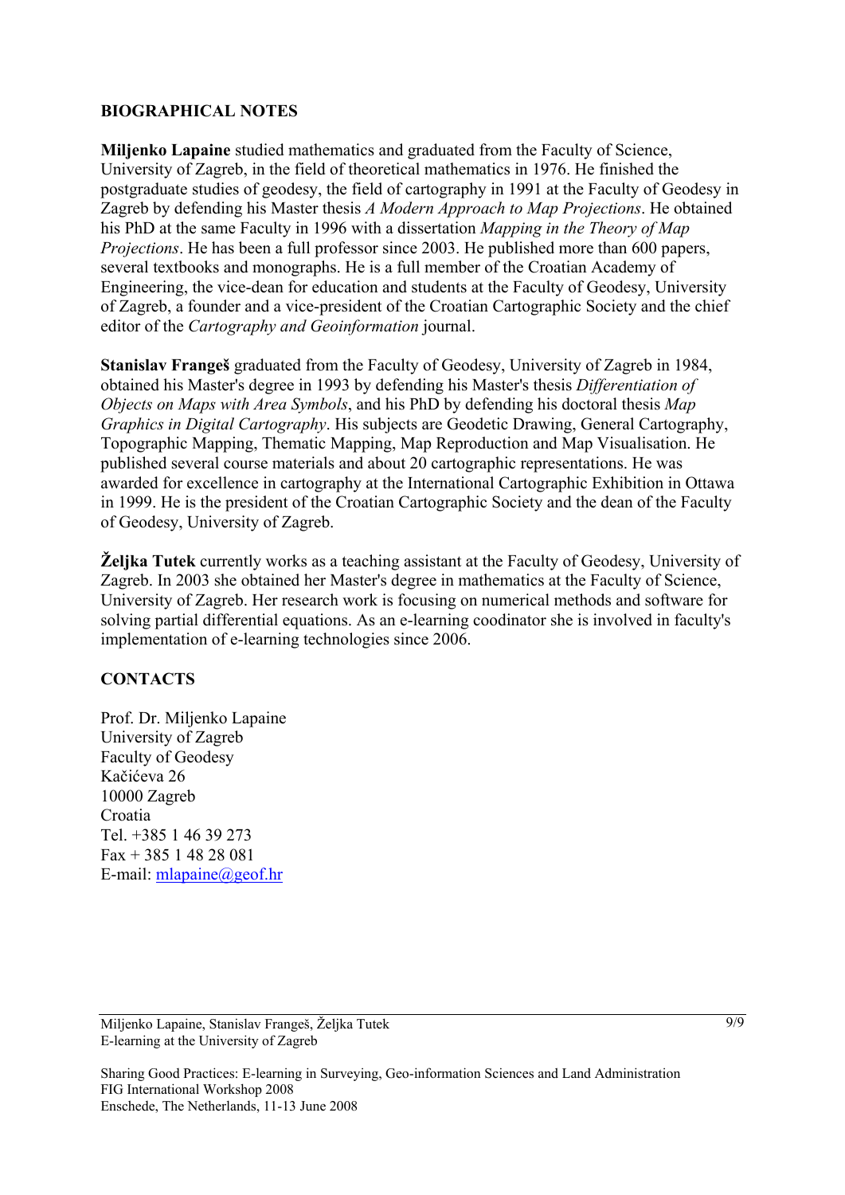## BIOGRAPHICAL NOTES

**Miljenko Lapaine** studied mathematics and graduated from the Faculty of Science, University of Zagreb, in the field of theoretical mathematics in 1976. He finished the postgraduate studies of geodesy, the field of cartography in 1991 at the Faculty of Geodesy in Zagreb by defending his Master thesis *A Modern Approach to Map Projections*. He obtained his PhD at the same Faculty in 1996 with a dissertation *Mapping in the Theory of Map Projections*. He has been a full professor since 2003. He published more than 600 papers, several textbooks and monographs. He is a full member of the Croatian Academy of Engineering, the vice-dean for education and students at the Faculty of Geodesy, University of Zagreb, a founder and a vice-president of the Croatian Cartographic Society and the chief editor of the *Cartography and Geoinformation* journal.

**Stanislav Frangeš** graduated from the Faculty of Geodesy, University of Zagreb in 1984, obtained his Master's degree in 1993 by defending his Master's thesis *Differentiation of Objects on Maps with Area Symbols*, and his PhD by defending his doctoral thesis *Map Graphics in Digital Cartography*. His subjects are Geodetic Drawing, General Cartography, Topographic Mapping, Thematic Mapping, Map Reproduction and Map Visualisation. He published several course materials and about 20 cartographic representations. He was awarded for excellence in cartography at the International Cartographic Exhibition in Ottawa in 1999. He is the president of the Croatian Cartographic Society and the dean of the Faculty of Geodesy, University of Zagreb.

**Željka Tutek** currently works as a teaching assistant at the Faculty of Geodesy, University of Zagreb. In 2003 she obtained her Master's degree in mathematics at the Faculty of Science, University of Zagreb. Her research work is focusing on numerical methods and software for solving partial differential equations. As an e-learning coodinator she is involved in faculty's implementation of e-learning technologies since 2006.

## CONTACTS

Prof. Dr. Miljenko Lapaine
University of Zagreb
Faculty of Geodesy
Kačićeva 26
10000 Zagreb
Croatia
Tel. +385 1 46 39 273
Fax + 385 1 48 28 081
E-mail: mlapaine@geof.hr